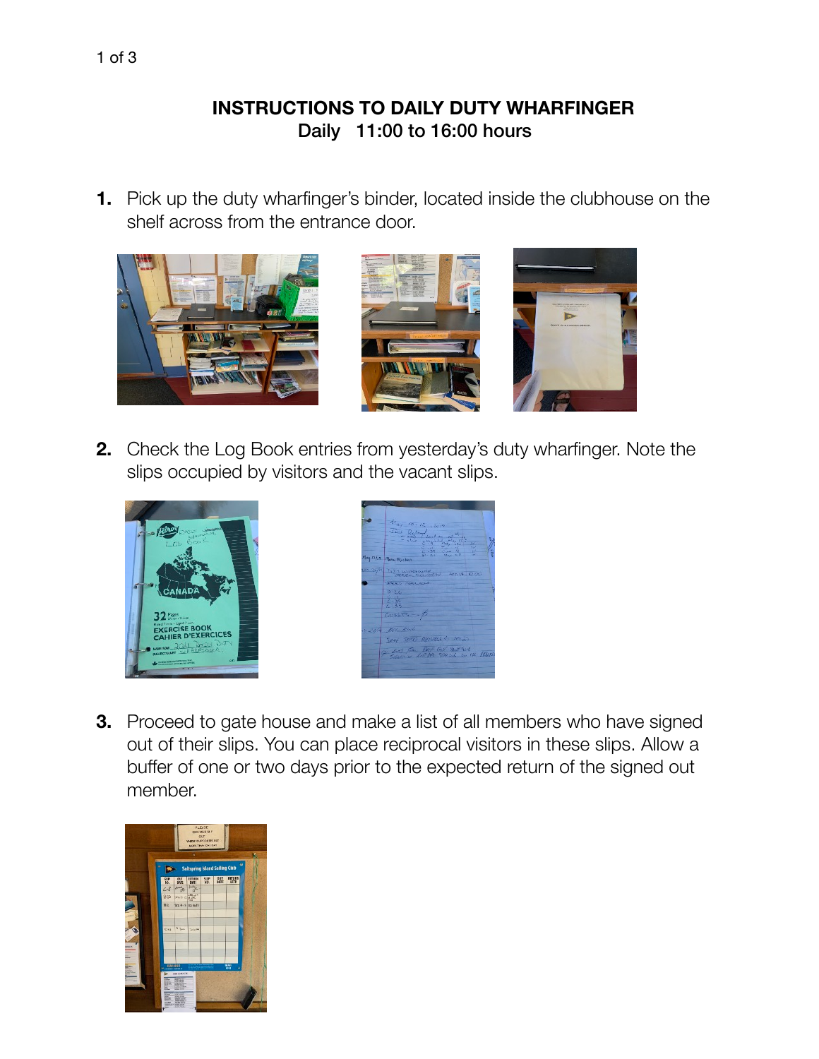# INSTRUCTIONS TO DAILY DUTY WHARFINGER

**Daily 11:00 to 16:00 hours**

1. Pick up the duty wharfinger's binder, located inside the clubhouse on the shelf across from the entrance door.

2. Check the Log Book entries from yesterday's duty wharfinger. Note the slips occupied by visitors and the vacant slips.

3. Proceed to gate house and make a list of all members who have signed out of their slips. You can place reciprocal visitors in these slips. Allow a buffer of one or two days prior to the expected return of the signed out member.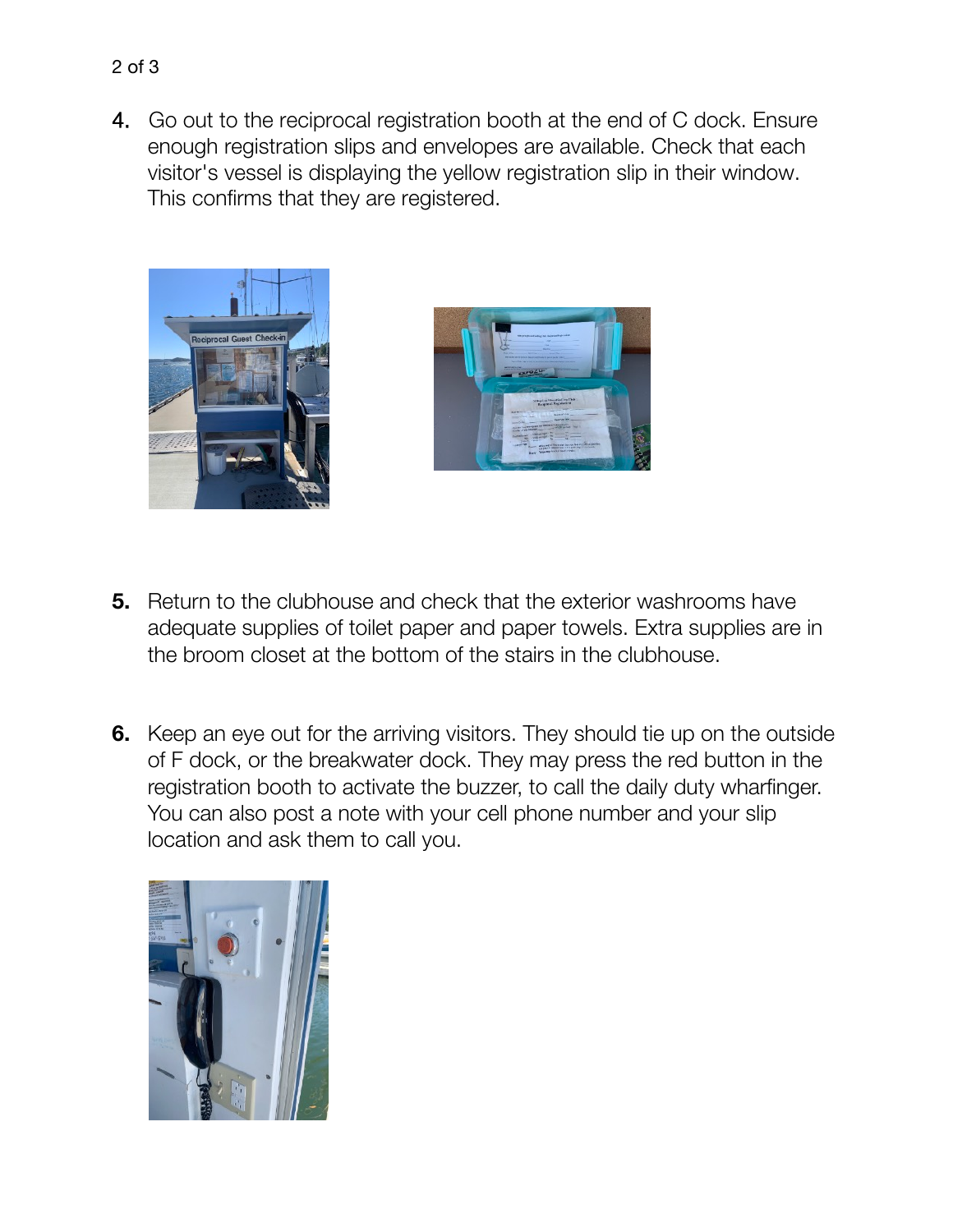4. Go out to the reciprocal registration booth at the end of C dock. Ensure enough registration slips and envelopes are available. Check that each visitor's vessel is displaying the yellow registration slip in their window. This confirms that they are registered.

5. Return to the clubhouse and check that the exterior washrooms have adequate supplies of toilet paper and paper towels. Extra supplies are in the broom closet at the bottom of the stairs in the clubhouse.

6. Keep an eye out for the arriving visitors. They should tie up on the outside of F dock, or the breakwater dock. They may press the red button in the registration booth to activate the buzzer, to call the daily duty wharfinger. You can also post a note with your cell phone number and your slip location and ask them to call you.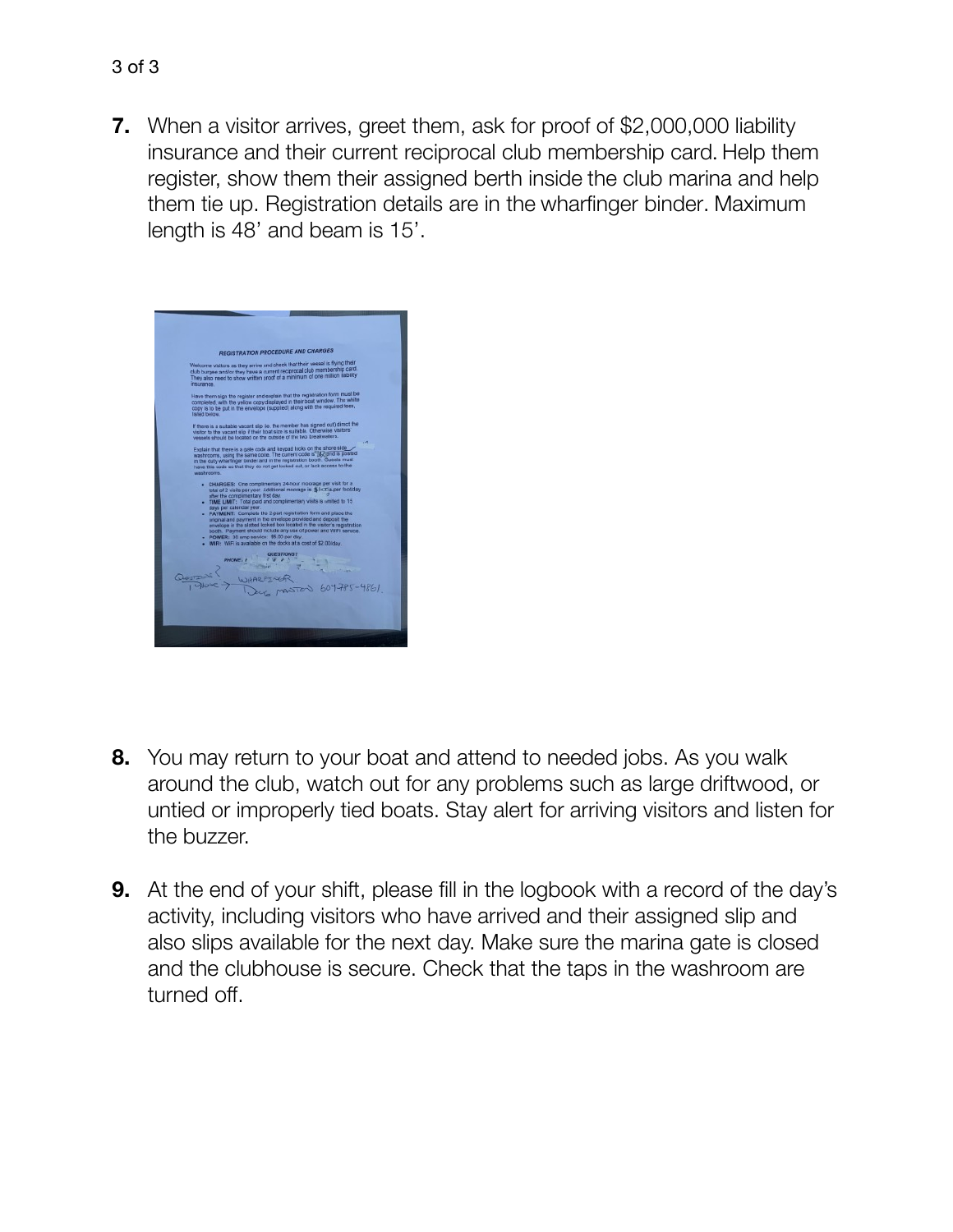7. When a visitor arrives, greet them, ask for proof of $2,000,000 liability insurance and their current reciprocal club membership card. Help them register, show them their assigned berth inside the club marina and help them tie up. Registration details are in the wharfinger binder. Maximum length is 48' and beam is 15'.

8. You may return to your boat and attend to needed jobs. As you walk around the club, watch out for any problems such as large driftwood, or untied or improperly tied boats. Stay alert for arriving visitors and listen for the buzzer.

9. At the end of your shift, please fill in the logbook with a record of the day's activity, including visitors who have arrived and their assigned slip and also slips available for the next day. Make sure the marina gate is closed and the clubhouse is secure. Check that the taps in the washroom are turned off.